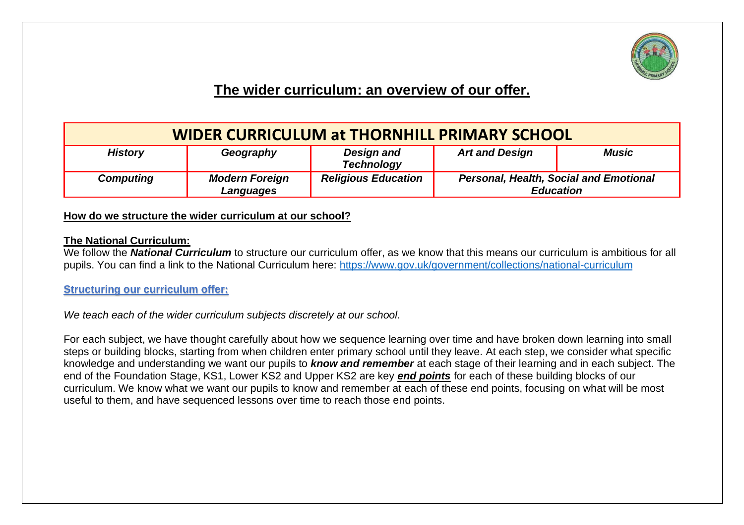# The wider curriculum: an overview of our offer.

| WIDER CURRICULUM at THORNHILL PRIMARY SCHOOL | | | | |
|---|---|---|---|---|
| ***History*** | ***Geography*** | ***Design and Technology*** | ***Art and Design*** | ***Music*** |
| ***Computing*** | ***Modern Foreign Languages*** | ***Religious Education*** | ***Personal, Health, Social and Emotional Education*** | |

## How do we structure the wider curriculum at our school?

### The National Curriculum:

We follow the ***National Curriculum*** to structure our curriculum offer, as we know that this means our curriculum is ambitious for all pupils. You can find a link to the National Curriculum here: https://www.gov.uk/government/collections/national-curriculum

### Structuring our curriculum offer:

*We teach each of the wider curriculum subjects discretely at our school.*

For each subject, we have thought carefully about how we sequence learning over time and have broken down learning into small steps or building blocks, starting from when children enter primary school until they leave. At each step, we consider what specific knowledge and understanding we want our pupils to ***know and remember*** at each stage of their learning and in each subject. The end of the Foundation Stage, KS1, Lower KS2 and Upper KS2 are key ***end points*** for each of these building blocks of our curriculum. We know what we want our pupils to know and remember at each of these end points, focusing on what will be most useful to them, and have sequenced lessons over time to reach those end points.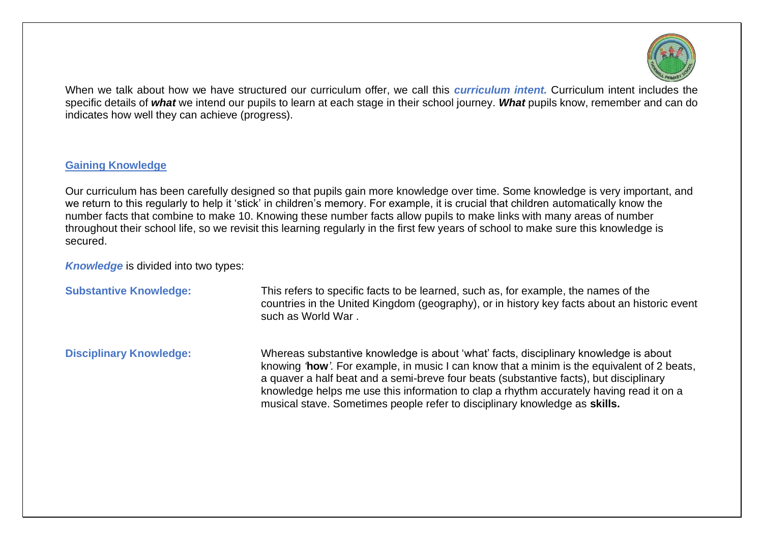When we talk about how we have structured our curriculum offer, we call this ***curriculum intent.*** Curriculum intent includes the specific details of ***what*** we intend our pupils to learn at each stage in their school journey. ***What*** pupils know, remember and can do indicates how well they can achieve (progress).

## Gaining Knowledge

Our curriculum has been carefully designed so that pupils gain more knowledge over time. Some knowledge is very important, and we return to this regularly to help it 'stick' in children's memory. For example, it is crucial that children automatically know the number facts that combine to make 10. Knowing these number facts allow pupils to make links with many areas of number throughout their school life, so we revisit this learning regularly in the first few years of school to make sure this knowledge is secured.

***Knowledge*** is divided into two types:

**Substantive Knowledge:** This refers to specific facts to be learned, such as, for example, the names of the countries in the United Kingdom (geography), or in history key facts about an historic event such as World War .

**Disciplinary Knowledge:** Whereas substantive knowledge is about 'what' facts, disciplinary knowledge is about knowing *'***how***'.* For example, in music I can know that a minim is the equivalent of 2 beats, a quaver a half beat and a semi-breve four beats (substantive facts), but disciplinary knowledge helps me use this information to clap a rhythm accurately having read it on a musical stave. Sometimes people refer to disciplinary knowledge as **skills.**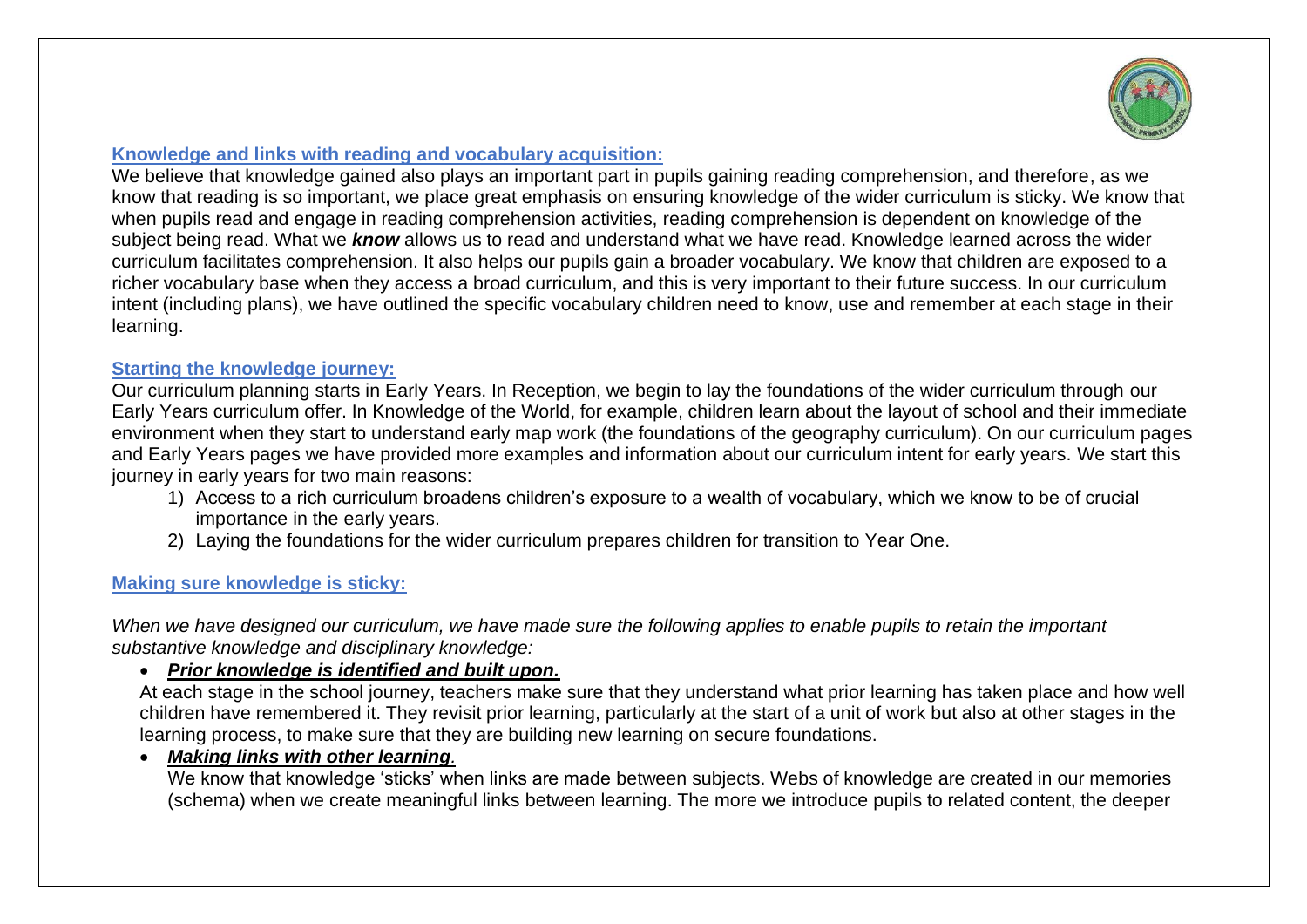## Knowledge and links with reading and vocabulary acquisition:

We believe that knowledge gained also plays an important part in pupils gaining reading comprehension, and therefore, as we know that reading is so important, we place great emphasis on ensuring knowledge of the wider curriculum is sticky. We know that when pupils read and engage in reading comprehension activities, reading comprehension is dependent on knowledge of the subject being read. What we ***know*** allows us to read and understand what we have read. Knowledge learned across the wider curriculum facilitates comprehension. It also helps our pupils gain a broader vocabulary. We know that children are exposed to a richer vocabulary base when they access a broad curriculum, and this is very important to their future success. In our curriculum intent (including plans), we have outlined the specific vocabulary children need to know, use and remember at each stage in their learning.

## Starting the knowledge journey:

Our curriculum planning starts in Early Years. In Reception, we begin to lay the foundations of the wider curriculum through our Early Years curriculum offer. In Knowledge of the World, for example, children learn about the layout of school and their immediate environment when they start to understand early map work (the foundations of the geography curriculum). On our curriculum pages and Early Years pages we have provided more examples and information about our curriculum intent for early years. We start this journey in early years for two main reasons:

1) Access to a rich curriculum broadens children's exposure to a wealth of vocabulary, which we know to be of crucial importance in the early years.
2) Laying the foundations for the wider curriculum prepares children for transition to Year One.

## Making sure knowledge is sticky:

*When we have designed our curriculum, we have made sure the following applies to enable pupils to retain the important substantive knowledge and disciplinary knowledge:*

- ***Prior knowledge is identified and built upon.***

  At each stage in the school journey, teachers make sure that they understand what prior learning has taken place and how well children have remembered it. They revisit prior learning, particularly at the start of a unit of work but also at other stages in the learning process, to make sure that they are building new learning on secure foundations.

- ***Making links with other learning.***

  We know that knowledge 'sticks' when links are made between subjects. Webs of knowledge are created in our memories (schema) when we create meaningful links between learning. The more we introduce pupils to related content, the deeper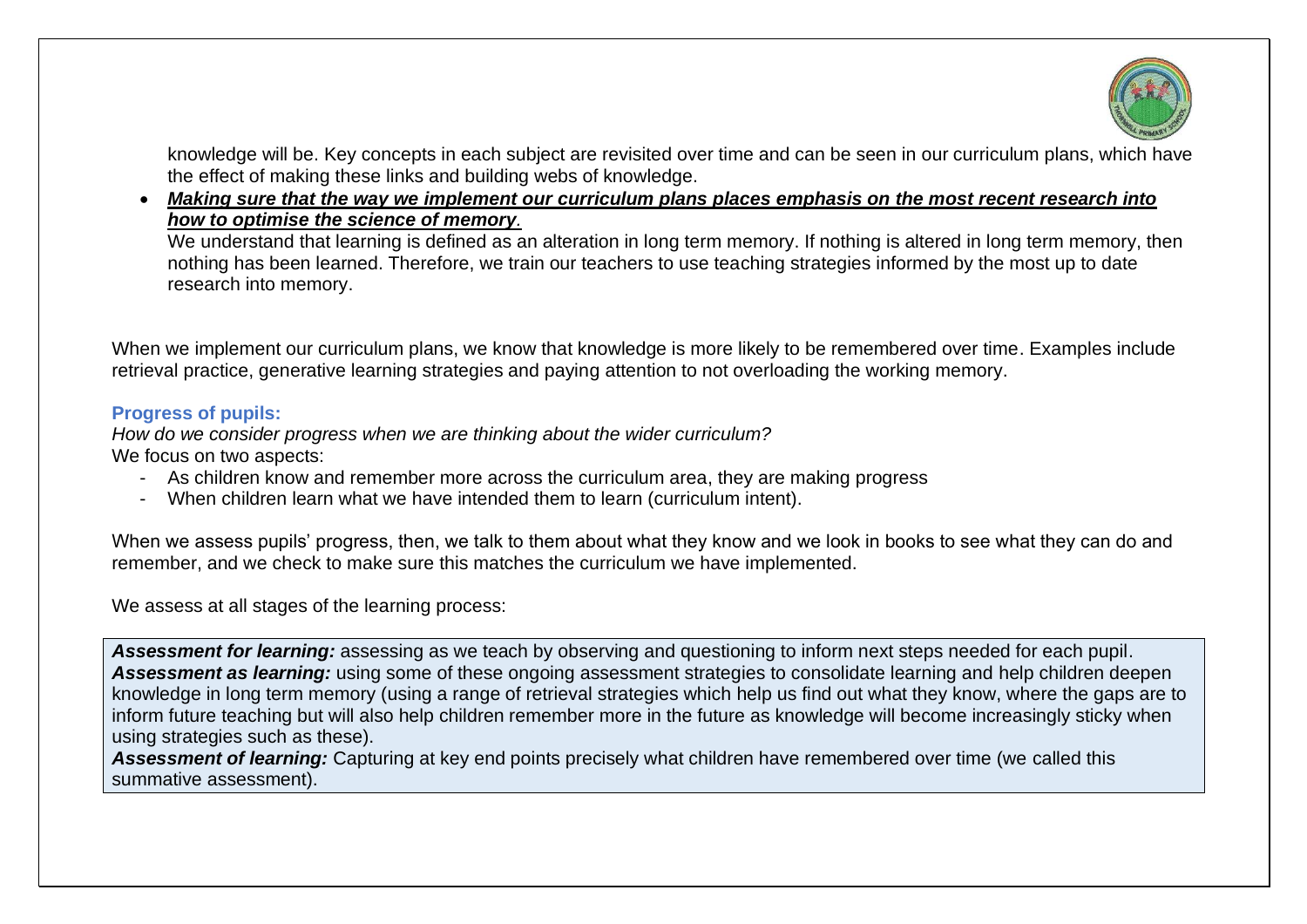knowledge will be. Key concepts in each subject are revisited over time and can be seen in our curriculum plans, which have the effect of making these links and building webs of knowledge.

- ***Making sure that the way we implement our curriculum plans places emphasis on the most recent research into how to optimise the science of memory***.
  We understand that learning is defined as an alteration in long term memory. If nothing is altered in long term memory, then nothing has been learned. Therefore, we train our teachers to use teaching strategies informed by the most up to date research into memory.

When we implement our curriculum plans, we know that knowledge is more likely to be remembered over time. Examples include retrieval practice, generative learning strategies and paying attention to not overloading the working memory.

### Progress of pupils:

*How do we consider progress when we are thinking about the wider curriculum?*
We focus on two aspects:

- As children know and remember more across the curriculum area, they are making progress
- When children learn what we have intended them to learn (curriculum intent).

When we assess pupils' progress, then, we talk to them about what they know and we look in books to see what they can do and remember, and we check to make sure this matches the curriculum we have implemented.

We assess at all stages of the learning process:

***Assessment for learning:*** assessing as we teach by observing and questioning to inform next steps needed for each pupil.
***Assessment as learning:*** using some of these ongoing assessment strategies to consolidate learning and help children deepen knowledge in long term memory (using a range of retrieval strategies which help us find out what they know, where the gaps are to inform future teaching but will also help children remember more in the future as knowledge will become increasingly sticky when using strategies such as these).
***Assessment of learning:*** Capturing at key end points precisely what children have remembered over time (we called this summative assessment).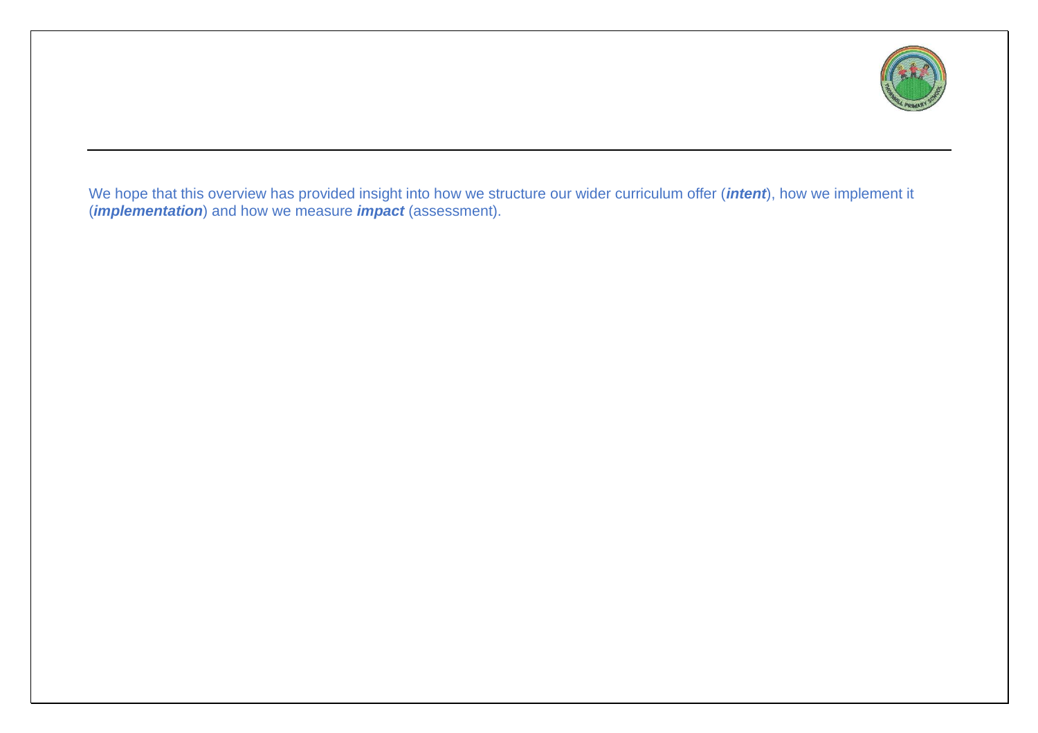We hope that this overview has provided insight into how we structure our wider curriculum offer (***intent***), how we implement it (***implementation***) and how we measure ***impact*** (assessment).